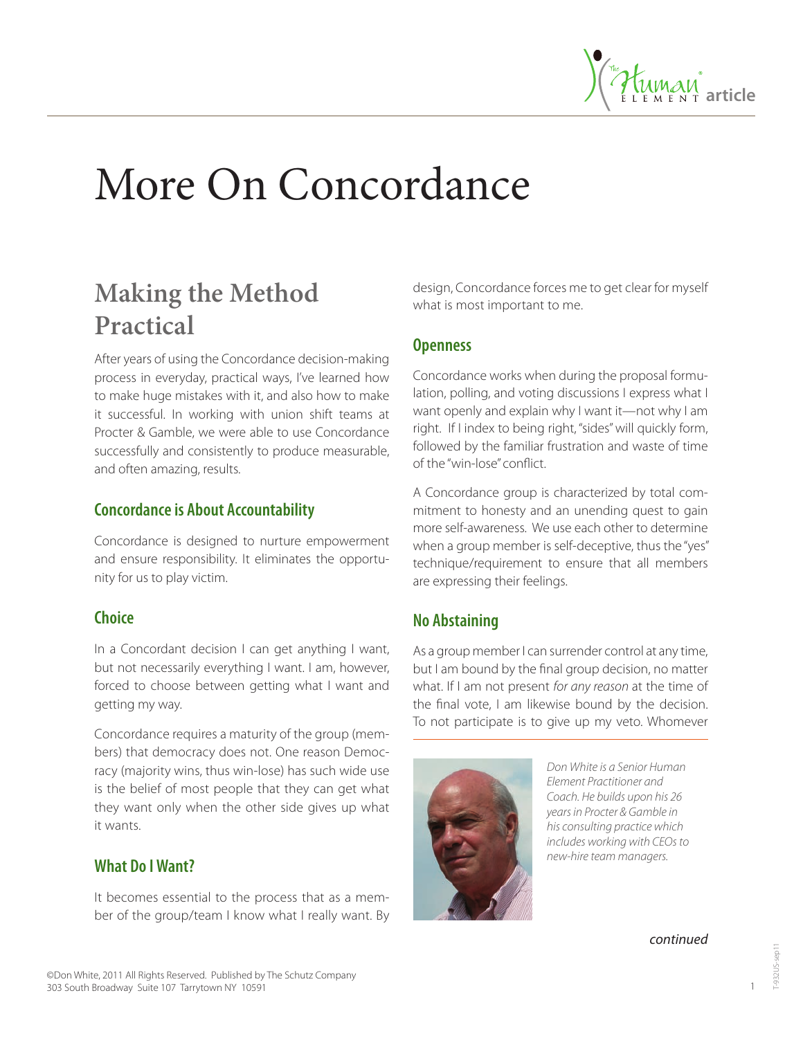# More On Concordance

## Making the Method Practical

After years of using the Concordance decision-making process in everyday, practical ways, I've learned how to make huge mistakes with it, and also how to make it successful. In working with union shift teams at Procter & Gamble, we were able to use Concordance successfully and consistently to produce measurable, and often amazing, results.

### Concordance is About Accountability

Concordance is designed to nurture empowerment and ensure responsibility. It eliminates the opportunity for us to play victim.

### Choice

In a Concordant decision I can get anything I want, but not necessarily everything I want. I am, however, forced to choose between getting what I want and getting my way.

Concordance requires a maturity of the group (members) that democracy does not. One reason Democracy (majority wins, thus win-lose) has such wide use is the belief of most people that they can get what they want only when the other side gives up what it wants.

### What Do I Want?

It becomes essential to the process that as a member of the group/team I know what I really want. By design, Concordance forces me to get clear for myself what is most important to me.

### Openness

Concordance works when during the proposal formulation, polling, and voting discussions I express what I want openly and explain why I want it—not why I am right. If I index to being right, "sides" will quickly form, followed by the familiar frustration and waste of time of the "win-lose" conflict.

A Concordance group is characterized by total commitment to honesty and an unending quest to gain more self-awareness. We use each other to determine when a group member is self-deceptive, thus the "yes" technique/requirement to ensure that all members are expressing their feelings.

### No Abstaining

As a group member I can surrender control at any time, but I am bound by the final group decision, no matter what. If I am not present *for any reason* at the time of the final vote, I am likewise bound by the decision. To not participate is to give up my veto. Whomever

*Don White is a Senior Human Element Practitioner and Coach. He builds upon his 26 years in Procter & Gamble in his consulting practice which includes working with CEOs to new-hire team managers.*

*continued*

©Don White, 2011 All Rights Reserved. Published by The Schutz Company
303 South Broadway Suite 107 Tarrytown NY 10591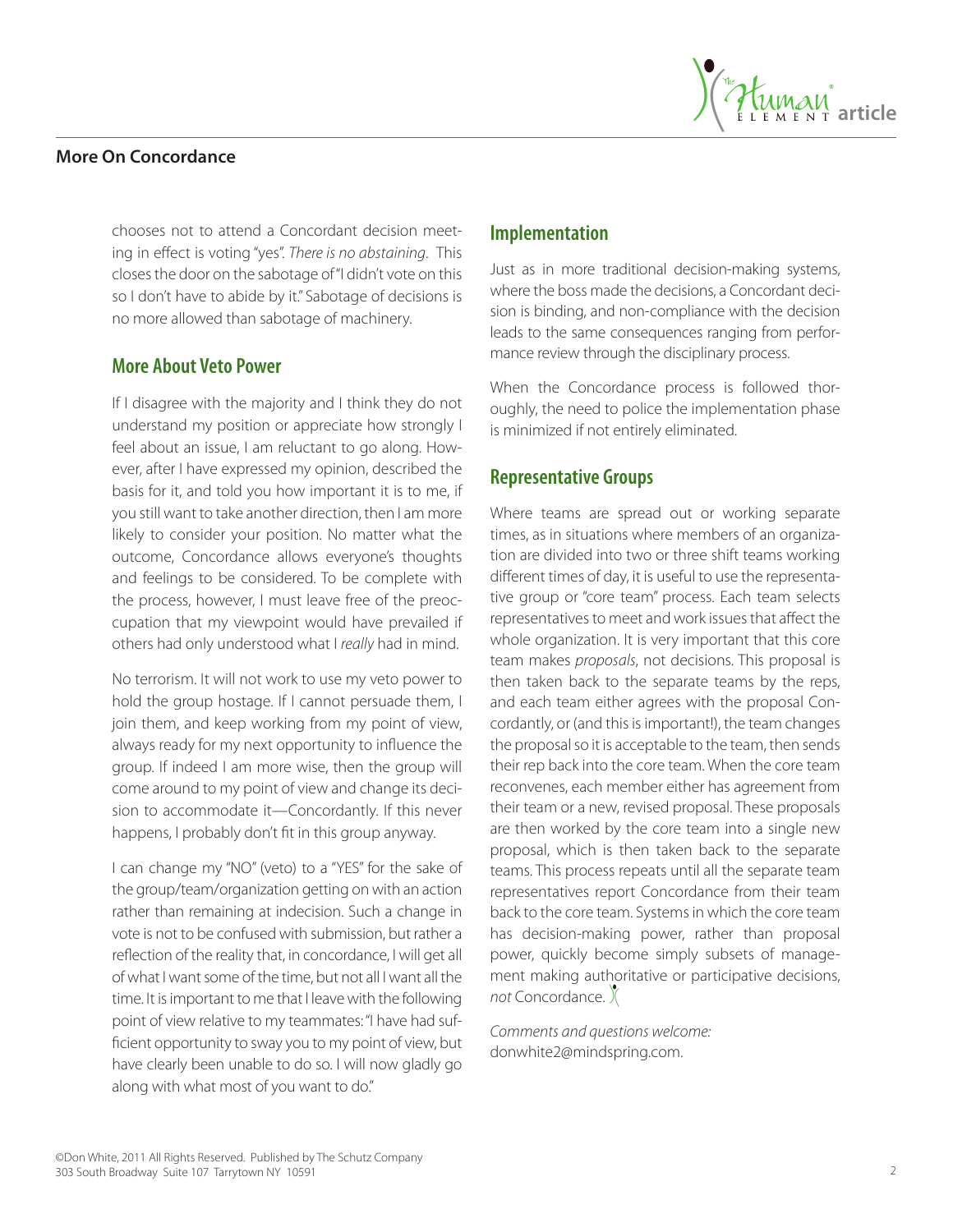chooses not to attend a Concordant decision meeting in effect is voting "yes". *There is no abstaining*. This closes the door on the sabotage of "I didn't vote on this so I don't have to abide by it." Sabotage of decisions is no more allowed than sabotage of machinery.

## More About Veto Power

If I disagree with the majority and I think they do not understand my position or appreciate how strongly I feel about an issue, I am reluctant to go along. However, after I have expressed my opinion, described the basis for it, and told you how important it is to me, if you still want to take another direction, then I am more likely to consider your position. No matter what the outcome, Concordance allows everyone's thoughts and feelings to be considered. To be complete with the process, however, I must leave free of the preoccupation that my viewpoint would have prevailed if others had only understood what I *really* had in mind.

No terrorism. It will not work to use my veto power to hold the group hostage. If I cannot persuade them, I join them, and keep working from my point of view, always ready for my next opportunity to influence the group. If indeed I am more wise, then the group will come around to my point of view and change its decision to accommodate it—Concordantly. If this never happens, I probably don't fit in this group anyway.

I can change my "NO" (veto) to a "YES" for the sake of the group/team/organization getting on with an action rather than remaining at indecision. Such a change in vote is not to be confused with submission, but rather a reflection of the reality that, in concordance, I will get all of what I want some of the time, but not all I want all the time. It is important to me that I leave with the following point of view relative to my teammates: "I have had sufficient opportunity to sway you to my point of view, but have clearly been unable to do so. I will now gladly go along with what most of you want to do."

## Implementation

Just as in more traditional decision-making systems, where the boss made the decisions, a Concordant decision is binding, and non-compliance with the decision leads to the same consequences ranging from performance review through the disciplinary process.

When the Concordance process is followed thoroughly, the need to police the implementation phase is minimized if not entirely eliminated.

## Representative Groups

Where teams are spread out or working separate times, as in situations where members of an organization are divided into two or three shift teams working different times of day, it is useful to use the representative group or "core team" process. Each team selects representatives to meet and work issues that affect the whole organization. It is very important that this core team makes *proposals*, not decisions. This proposal is then taken back to the separate teams by the reps, and each team either agrees with the proposal Concordantly, or (and this is important!), the team changes the proposal so it is acceptable to the team, then sends their rep back into the core team. When the core team reconvenes, each member either has agreement from their team or a new, revised proposal. These proposals are then worked by the core team into a single new proposal, which is then taken back to the separate teams. This process repeats until all the separate team representatives report Concordance from their team back to the core team. Systems in which the core team has decision-making power, rather than proposal power, quickly become simply subsets of management making authoritative or participative decisions, *not* Concordance.

*Comments and questions welcome:*
donwhite2@mindspring.com.

©Don White, 2011 All Rights Reserved. Published by The Schutz Company
303 South Broadway Suite 107 Tarrytown NY 10591